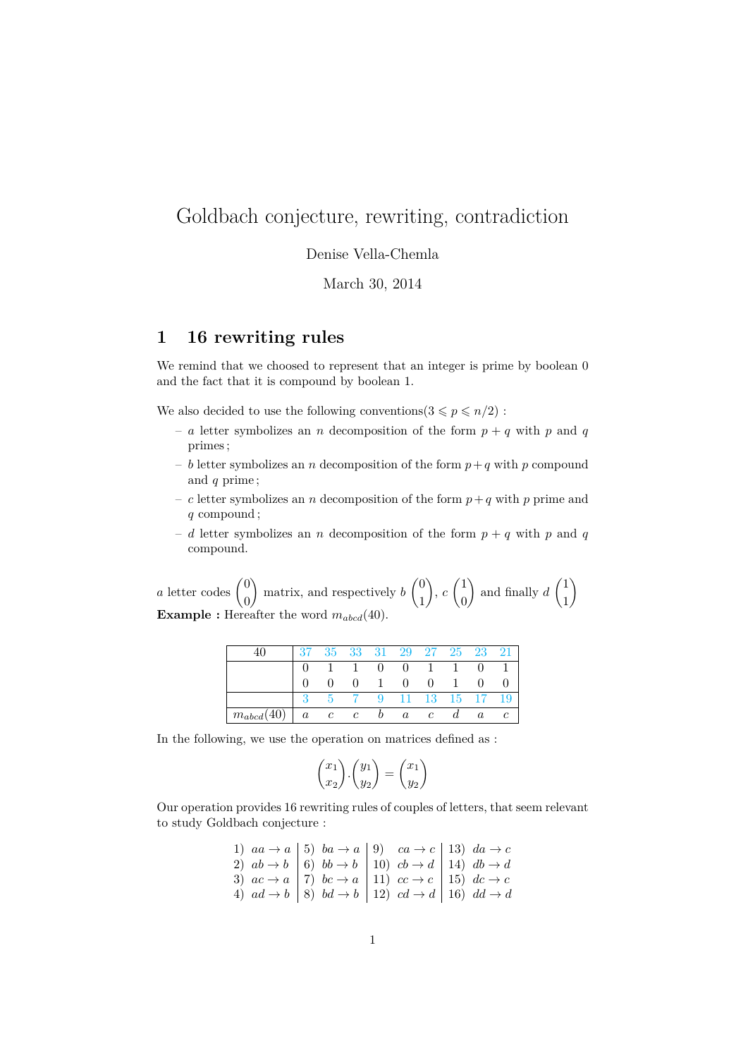# Goldbach conjecture, rewriting, contradiction

Denise Vella-Chemla

March 30, 2014

## 1 16 rewriting rules

We remind that we choosed to represent that an integer is prime by boolean 0 and the fact that it is compound by boolean 1.

We also decided to use the following conventions($3 \leqslant p \leqslant n/2$) :

- $a$ letter symbolizes an $n$ decomposition of the form $p + q$ with $p$ and $q$ primes ;
- $b$ letter symbolizes an $n$ decomposition of the form $p+q$ with $p$ compound and $q$ prime ;
- $c$ letter symbolizes an $n$ decomposition of the form $p+q$ with $p$ prime and $q$ compound ;
- $d$ letter symbolizes an $n$ decomposition of the form $p + q$ with $p$ and $q$ compound.

$a$ letter codes $\begin{pmatrix}0\\0\end{pmatrix}$ matrix, and respectively $b$ $\begin{pmatrix}0\\1\end{pmatrix}$, $c$ $\begin{pmatrix}1\\0\end{pmatrix}$ and finally $d$ $\begin{pmatrix}1\\1\end{pmatrix}$

**Example :** Hereafter the word $m_{abcd}(40)$.

| 40 | 37 | 35 | 33 | 31 | 29 | 27 | 25 | 23 | 21 |
|---|---|---|---|---|---|---|---|---|---|
| | 0 | 1 | 1 | 0 | 0 | 1 | 1 | 0 | 1 |
| | 0 | 0 | 0 | 1 | 0 | 0 | 1 | 0 | 0 |
| | 3 | 5 | 7 | 9 | 11 | 13 | 15 | 17 | 19 |
| $m_{abcd}(40)$ | $a$ | $c$ | $c$ | $b$ | $a$ | $c$ | $d$ | $a$ | $c$ |

In the following, we use the operation on matrices defined as :

$$\begin{pmatrix}x_1\\x_2\end{pmatrix} . \begin{pmatrix}y_1\\y_2\end{pmatrix} = \begin{pmatrix}x_1\\y_2\end{pmatrix}$$

Our operation provides 16 rewriting rules of couples of letters, that seem relevant to study Goldbach conjecture :

| | | | |
|---|---|---|---|
| 1) $aa \to a$ | 5) $ba \to a$ | 9) $ca \to c$ | 13) $da \to c$ |
| 2) $ab \to b$ | 6) $bb \to b$ | 10) $cb \to d$ | 14) $db \to d$ |
| 3) $ac \to a$ | 7) $bc \to a$ | 11) $cc \to c$ | 15) $dc \to c$ |
| 4) $ad \to b$ | 8) $bd \to b$ | 12) $cd \to d$ | 16) $dd \to d$ |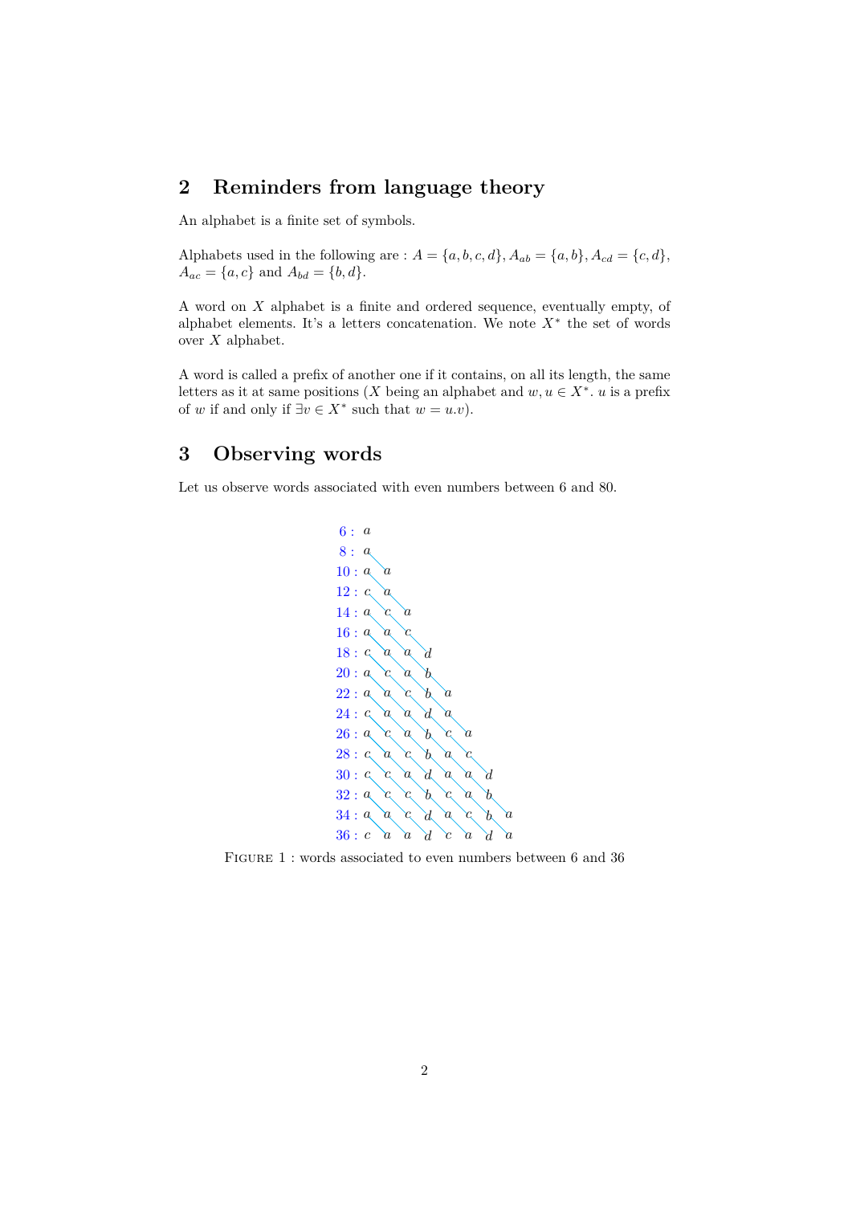## 2 Reminders from language theory

An alphabet is a finite set of symbols.

Alphabets used in the following are : $A = \{a, b, c, d\}$, $A_{ab} = \{a, b\}$, $A_{cd} = \{c, d\}$, $A_{ac} = \{a, c\}$ and $A_{bd} = \{b, d\}$.

A word on $X$ alphabet is a finite and ordered sequence, eventually empty, of alphabet elements. It's a letters concatenation. We note $X^*$ the set of words over $X$ alphabet.

A word is called a prefix of another one if it contains, on all its length, the same letters as it at same positions ($X$ being an alphabet and $w, u \in X^*$. $u$ is a prefix of $w$ if and only if $\exists v \in X^*$ such that $w = u.v$).

## 3 Observing words

Let us observe words associated with even numbers between 6 and 80.

```
 6 : a
 8 : a
10 : a a
12 : c a
14 : a c a
16 : a a c
18 : c a a d
20 : a c a b
22 : a a c b a
24 : c a a d a
26 : a c a b c a
28 : c a c b a c
30 : c c a d a a d
32 : a c c b c a b
34 : a a c d a c b a
36 : c a a d c a d a
```

FIGURE 1 : words associated to even numbers between 6 and 36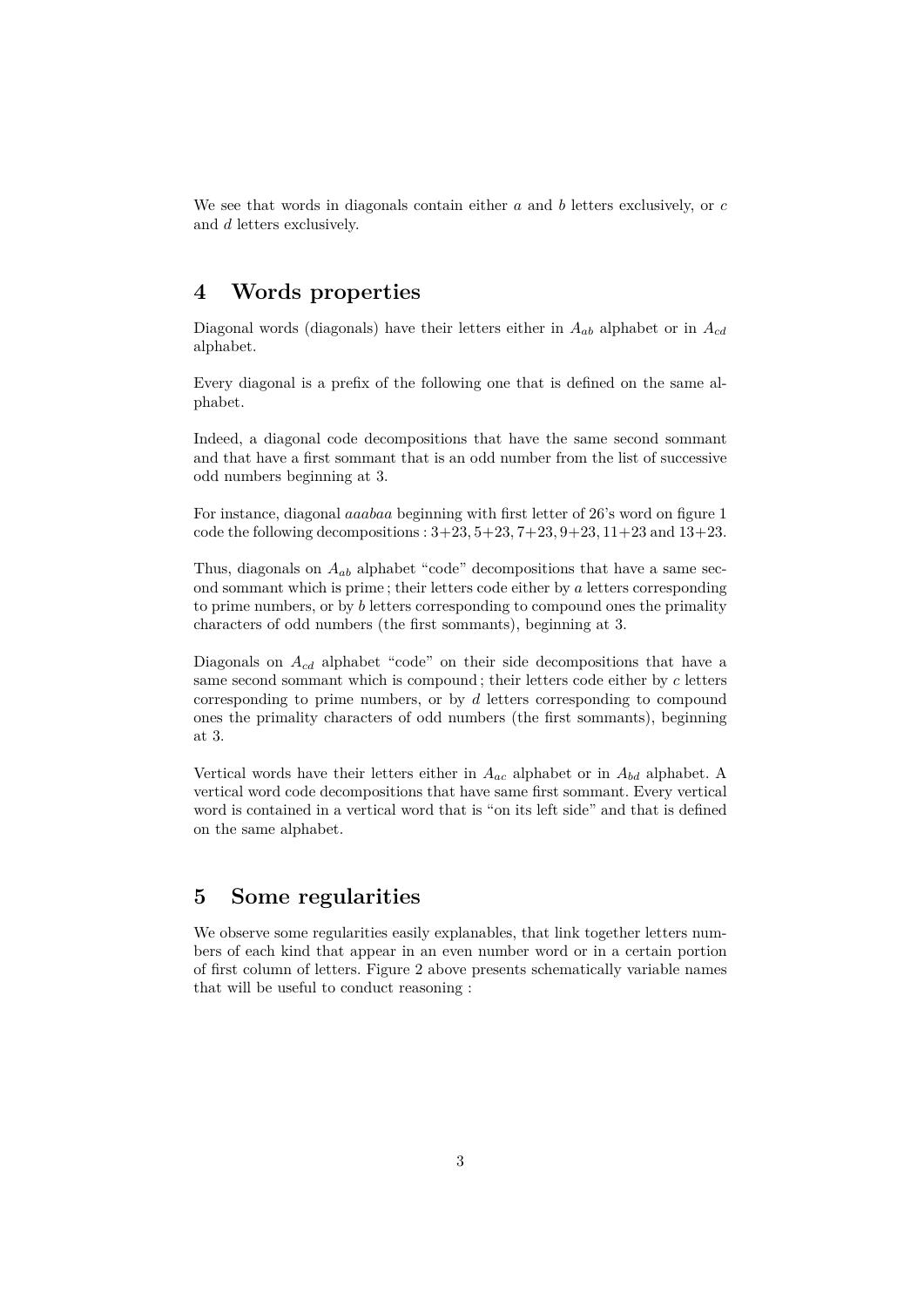We see that words in diagonals contain either $a$ and $b$ letters exclusively, or $c$ and $d$ letters exclusively.

## 4 Words properties

Diagonal words (diagonals) have their letters either in $A_{ab}$ alphabet or in $A_{cd}$ alphabet.

Every diagonal is a prefix of the following one that is defined on the same alphabet.

Indeed, a diagonal code decompositions that have the same second sommant and that have a first sommant that is an odd number from the list of successive odd numbers beginning at 3.

For instance, diagonal *aaabaa* beginning with first letter of 26's word on figure 1 code the following decompositions : $3+23, 5+23, 7+23, 9+23, 11+23$ and $13+23$.

Thus, diagonals on $A_{ab}$ alphabet "code" decompositions that have a same second sommant which is prime ; their letters code either by $a$ letters corresponding to prime numbers, or by $b$ letters corresponding to compound ones the primality characters of odd numbers (the first sommants), beginning at 3.

Diagonals on $A_{cd}$ alphabet "code" on their side decompositions that have a same second sommant which is compound ; their letters code either by $c$ letters corresponding to prime numbers, or by $d$ letters corresponding to compound ones the primality characters of odd numbers (the first sommants), beginning at 3.

Vertical words have their letters either in $A_{ac}$ alphabet or in $A_{bd}$ alphabet. A vertical word code decompositions that have same first sommant. Every vertical word is contained in a vertical word that is "on its left side" and that is defined on the same alphabet.

## 5 Some regularities

We observe some regularities easily explanables, that link together letters numbers of each kind that appear in an even number word or in a certain portion of first column of letters. Figure 2 above presents schematically variable names that will be useful to conduct reasoning :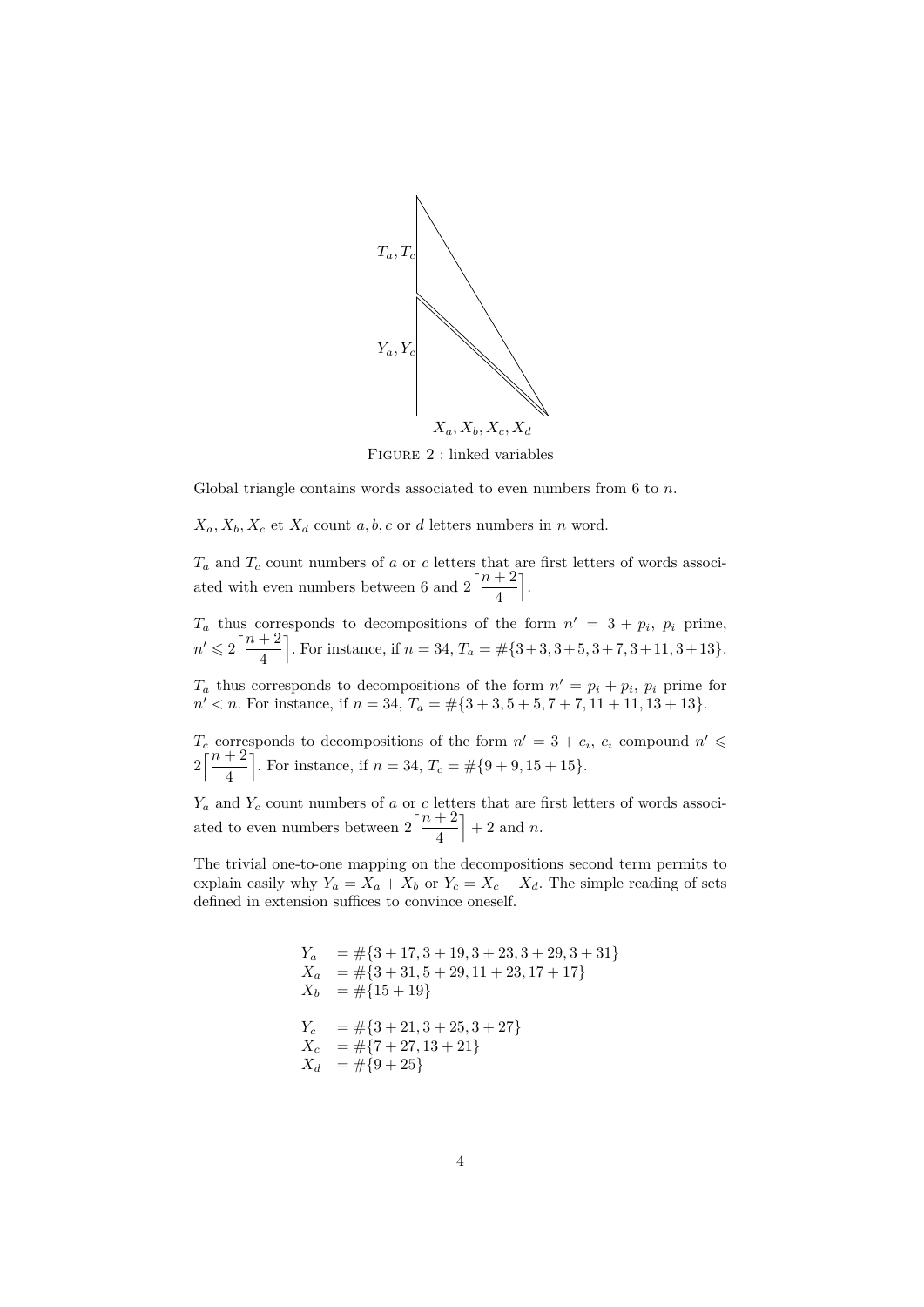$T_a, T_c$

$Y_a, Y_c$

$X_a, X_b, X_c, X_d$

Figure 2 : linked variables

Global triangle contains words associated to even numbers from 6 to $n$.

$X_a, X_b, X_c$ et $X_d$ count $a, b, c$ or $d$ letters numbers in $n$ word.

$T_a$ and $T_c$ count numbers of $a$ or $c$ letters that are first letters of words associated with even numbers between 6 and $2\left\lceil \dfrac{n+2}{4} \right\rceil$.

$T_a$ thus corresponds to decompositions of the form $n' = 3 + p_i$, $p_i$ prime, $n' \leqslant 2\left\lceil \dfrac{n+2}{4} \right\rceil$. For instance, if $n = 34$, $T_a = \#\{3+3, 3+5, 3+7, 3+11, 3+13\}$.

$T_a$ thus corresponds to decompositions of the form $n' = p_i + p_i$, $p_i$ prime for $n' < n$. For instance, if $n = 34$, $T_a = \#\{3+3, 5+5, 7+7, 11+11, 13+13\}$.

$T_c$ corresponds to decompositions of the form $n' = 3 + c_i$, $c_i$ compound $n' \leqslant 2\left\lceil \dfrac{n+2}{4} \right\rceil$. For instance, if $n = 34$, $T_c = \#\{9+9, 15+15\}$.

$Y_a$ and $Y_c$ count numbers of $a$ or $c$ letters that are first letters of words associated to even numbers between $2\left\lceil \dfrac{n+2}{4} \right\rceil + 2$ and $n$.

The trivial one-to-one mapping on the decompositions second term permits to explain easily why $Y_a = X_a + X_b$ or $Y_c = X_c + X_d$. The simple reading of sets defined in extension suffices to convince oneself.

$$
\begin{aligned}
Y_a &= \#\{3+17, 3+19, 3+23, 3+29, 3+31\} \\
X_a &= \#\{3+31, 5+29, 11+23, 17+17\} \\
X_b &= \#\{15+19\} \\
\\
Y_c &= \#\{3+21, 3+25, 3+27\} \\
X_c &= \#\{7+27, 13+21\} \\
X_d &= \#\{9+25\}
\end{aligned}
$$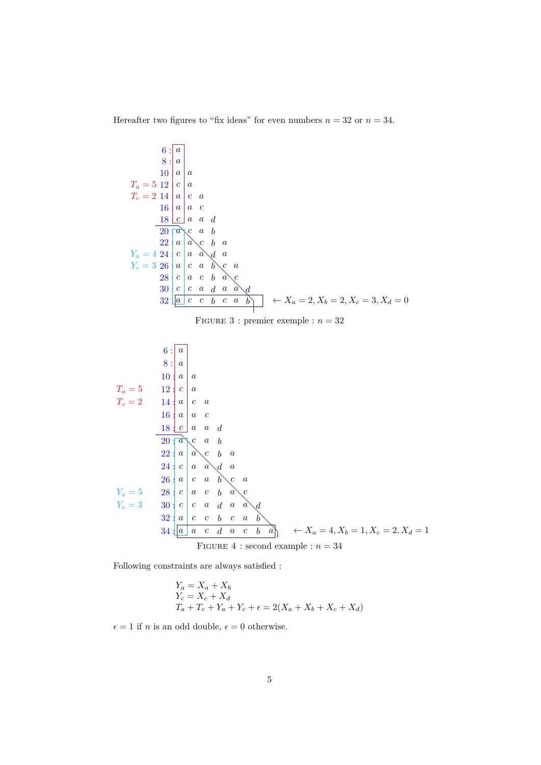Hereafter two figures to “fix ideas” for even numbers $n = 32$ or $n = 34$.

| | $n$ | | | | | | | |
|---|---|---|---|---|---|---|---|---|
| | 6 : | $a$ | | | | | | |
| | 8 : | $a$ | | | | | | |
| | 10 : | $a$ | $a$ | | | | | |
| $T_a = 5$ | 12 : | $c$ | $a$ | | | | | |
| $T_c = 2$ | 14 : | $a$ | $c$ | $a$ | | | | |
| | 16 : | $a$ | $a$ | $c$ | | | | |
| | 18 : | $c$ | $a$ | $a$ | $d$ | | | |
| | 20 : | $a$ | $c$ | $a$ | $b$ | | | |
| | 22 : | $a$ | $a$ | $c$ | $b$ | $a$ | | |
| $Y_a = 4$ | 24 : | $c$ | $a$ | $a$ | $d$ | $a$ | | |
| $Y_c = 3$ | 26 : | $a$ | $c$ | $a$ | $b$ | $c$ | $a$ | |
| | 28 : | $c$ | $a$ | $c$ | $b$ | $a$ | $c$ | |
| | 30 : | $c$ | $c$ | $a$ | $d$ | $a$ | $a$ | $d$ |
| | 32 : | $a$ | $c$ | $c$ | $b$ | $c$ | $a$ | $b$ |

$\leftarrow X_a = 2, X_b = 2, X_c = 3, X_d = 0$

Figure 3 : premier exemple : $n = 32$

| | $n$ | | | | | | | | |
|---|---|---|---|---|---|---|---|---|---|
| | 6 : | $a$ | | | | | | | |
| | 8 : | $a$ | | | | | | | |
| | 10 : | $a$ | $a$ | | | | | | |
| $T_a = 5$ | 12 : | $c$ | $a$ | | | | | | |
| $T_c = 2$ | 14 : | $a$ | $c$ | $a$ | | | | | |
| | 16 : | $a$ | $a$ | $c$ | | | | | |
| | 18 : | $c$ | $a$ | $a$ | $d$ | | | | |
| | 20 : | $a$ | $c$ | $a$ | $b$ | | | | |
| | 22 : | $a$ | $a$ | $c$ | $b$ | $a$ | | | |
| | 24 : | $c$ | $a$ | $a$ | $d$ | $a$ | | | |
| | 26 : | $a$ | $c$ | $a$ | $b$ | $c$ | $a$ | | |
| $Y_a = 5$ | 28 : | $c$ | $a$ | $c$ | $b$ | $a$ | $c$ | | |
| $Y_c = 3$ | 30 : | $c$ | $c$ | $a$ | $d$ | $a$ | $a$ | $d$ | |
| | 32 : | $a$ | $c$ | $c$ | $b$ | $c$ | $a$ | $b$ | |
| | 34 : | $a$ | $a$ | $c$ | $d$ | $a$ | $c$ | $b$ | $a$ |

$\leftarrow X_a = 4, X_b = 1, X_c = 2, X_d = 1$

Figure 4 : second example : $n = 34$

Following constraints are always satisfied :

$$
\begin{aligned}
&Y_a = X_a + X_b \\
&Y_c = X_c + X_d \\
&T_a + T_c + Y_a + Y_c + \epsilon = 2(X_a + X_b + X_c + X_d)
\end{aligned}
$$

$\epsilon = 1$ if $n$ is an odd double, $\epsilon = 0$ otherwise.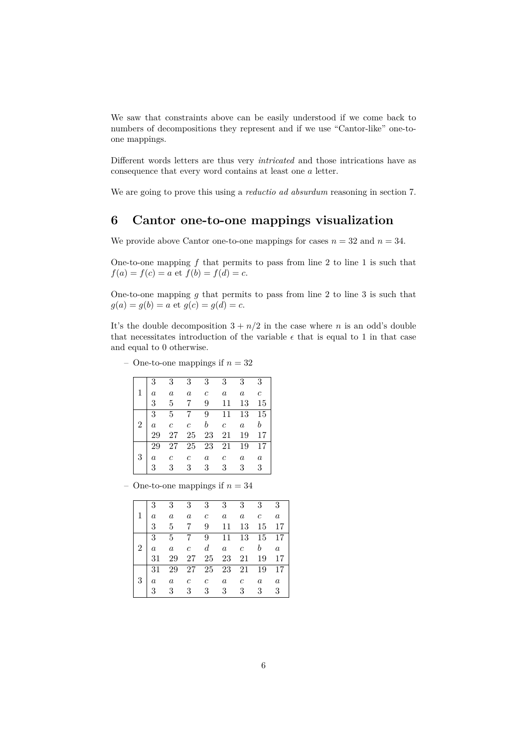We saw that constraints above can be easily understood if we come back to numbers of decompositions they represent and if we use "Cantor-like" one-to-one mappings.

Different words letters are thus very *intricated* and those intrications have as consequence that every word contains at least one $a$ letter.

We are going to prove this using a *reductio ad absurdum* reasoning in section 7.

## 6 Cantor one-to-one mappings visualization

We provide above Cantor one-to-one mappings for cases $n = 32$ and $n = 34$.

One-to-one mapping $f$ that permits to pass from line 2 to line 1 is such that $f(a) = f(c) = a$ et $f(b) = f(d) = c$.

One-to-one mapping $g$ that permits to pass from line 2 to line 3 is such that $g(a) = g(b) = a$ et $g(c) = g(d) = c$.

It's the double decomposition $3 + n/2$ in the case where $n$ is an odd's double that necessitates introduction of the variable $\epsilon$ that is equal to 1 in that case and equal to 0 otherwise.

– One-to-one mappings if $n = 32$

| | | | | | | | |
|---|---|---|---|---|---|---|---|
| | 3 | 3 | 3 | 3 | 3 | 3 | 3 |
| 1 | $a$ | $a$ | $a$ | $c$ | $a$ | $a$ | $c$ |
| | 3 | 5 | 7 | 9 | 11 | 13 | 15 |
| | 3 | 5 | 7 | 9 | 11 | 13 | 15 |
| 2 | $a$ | $c$ | $c$ | $b$ | $c$ | $a$ | $b$ |
| | 29 | 27 | 25 | 23 | 21 | 19 | 17 |
| | 29 | 27 | 25 | 23 | 21 | 19 | 17 |
| 3 | $a$ | $c$ | $c$ | $a$ | $c$ | $a$ | $a$ |
| | 3 | 3 | 3 | 3 | 3 | 3 | 3 |

– One-to-one mappings if $n = 34$

| | | | | | | | | |
|---|---|---|---|---|---|---|---|---|
| | 3 | 3 | 3 | 3 | 3 | 3 | 3 | 3 |
| 1 | $a$ | $a$ | $a$ | $c$ | $a$ | $a$ | $c$ | $a$ |
| | 3 | 5 | 7 | 9 | 11 | 13 | 15 | 17 |
| | 3 | 5 | 7 | 9 | 11 | 13 | 15 | 17 |
| 2 | $a$ | $a$ | $c$ | $d$ | $a$ | $c$ | $b$ | $a$ |
| | 31 | 29 | 27 | 25 | 23 | 21 | 19 | 17 |
| | 31 | 29 | 27 | 25 | 23 | 21 | 19 | 17 |
| 3 | $a$ | $a$ | $c$ | $c$ | $a$ | $c$ | $a$ | $a$ |
| | 3 | 3 | 3 | 3 | 3 | 3 | 3 | 3 |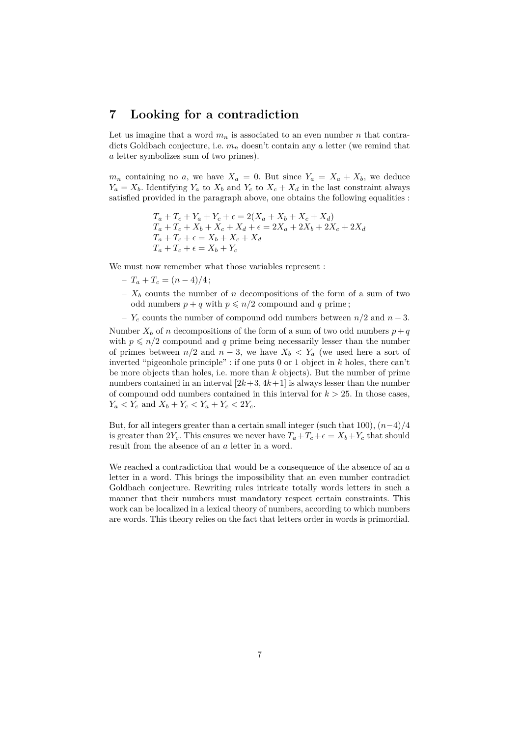## 7 Looking for a contradiction

Let us imagine that a word $m_n$ is associated to an even number $n$ that contradicts Goldbach conjecture, i.e. $m_n$ doesn't contain any $a$ letter (we remind that $a$ letter symbolizes sum of two primes).

$m_n$ containing no $a$, we have $X_a = 0$. But since $Y_a = X_a + X_b$, we deduce $Y_a = X_b$. Identifying $Y_a$ to $X_b$ and $Y_c$ to $X_c + X_d$ in the last constraint always satisfied provided in the paragraph above, one obtains the following equalities :

$$
\begin{aligned}
&T_a + T_c + Y_a + Y_c + \epsilon = 2(X_a + X_b + X_c + X_d)\\
&T_a + T_c + X_b + X_c + X_d + \epsilon = 2X_a + 2X_b + 2X_c + 2X_d\\
&T_a + T_c + \epsilon = X_b + X_c + X_d\\
&T_a + T_c + \epsilon = X_b + Y_c
\end{aligned}
$$

We must now remember what those variables represent :

- $T_a + T_c = (n-4)/4$ ;
- $X_b$ counts the number of $n$ decompositions of the form of a sum of two odd numbers $p+q$ with $p \leqslant n/2$ compound and $q$ prime ;
- $Y_c$ counts the number of compound odd numbers between $n/2$ and $n-3$.

Number $X_b$ of $n$ decompositions of the form of a sum of two odd numbers $p+q$ with $p \leqslant n/2$ compound and $q$ prime being necessarily lesser than the number of primes between $n/2$ and $n-3$, we have $X_b < Y_a$ (we used here a sort of inverted "pigeonhole principle" : if one puts 0 or 1 object in $k$ holes, there can't be more objects than holes, i.e. more than $k$ objects). But the number of prime numbers contained in an interval $[2k+3, 4k+1]$ is always lesser than the number of compound odd numbers contained in this interval for $k > 25$. In those cases, $Y_a < Y_c$ and $X_b + Y_c < Y_a + Y_c < 2Y_c$.

But, for all integers greater than a certain small integer (such that 100), $(n-4)/4$ is greater than $2Y_c$. This ensures we never have $T_a + T_c + \epsilon = X_b + Y_c$ that should result from the absence of an $a$ letter in a word.

We reached a contradiction that would be a consequence of the absence of an $a$ letter in a word. This brings the impossibility that an even number contradict Goldbach conjecture. Rewriting rules intricate totally words letters in such a manner that their numbers must mandatory respect certain constraints. This work can be localized in a lexical theory of numbers, according to which numbers are words. This theory relies on the fact that letters order in words is primordial.